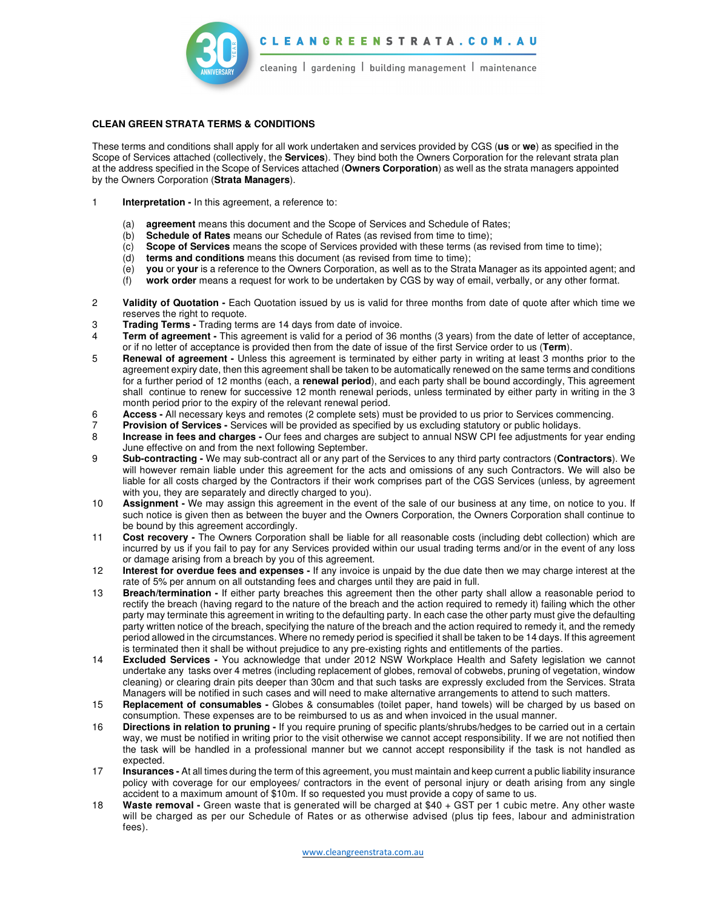CLEANGREENSTRATA.COM.AU

cleaning | gardening | building management | maintenance

## CLEAN GREEN STRATA TERMS & CONDITIONS

These terms and conditions shall apply for all work undertaken and services provided by CGS (**us** or **we**) as specified in the Scope of Services attached (collectively, the **Services**). They bind both the Owners Corporation for the relevant strata plan at the address specified in the Scope of Services attached (**Owners Corporation**) as well as the strata managers appointed by the Owners Corporation (**Strata Managers**).

1 **Interpretation -** In this agreement, a reference to:

   (a) **agreement** means this document and the Scope of Services and Schedule of Rates;
   (b) **Schedule of Rates** means our Schedule of Rates (as revised from time to time);
   (c) **Scope of Services** means the scope of Services provided with these terms (as revised from time to time);
   (d) **terms and conditions** means this document (as revised from time to time);
   (e) **you** or **your** is a reference to the Owners Corporation, as well as to the Strata Manager as its appointed agent; and
   (f) **work order** means a request for work to be undertaken by CGS by way of email, verbally, or any other format.

2 **Validity of Quotation -** Each Quotation issued by us is valid for three months from date of quote after which time we reserves the right to requote.

3 **Trading Terms -** Trading terms are 14 days from date of invoice.

4 **Term of agreement -** This agreement is valid for a period of 36 months (3 years) from the date of letter of acceptance, or if no letter of acceptance is provided then from the date of issue of the first Service order to us (**Term**).

5 **Renewal of agreement -** Unless this agreement is terminated by either party in writing at least 3 months prior to the agreement expiry date, then this agreement shall be taken to be automatically renewed on the same terms and conditions for a further period of 12 months (each, a **renewal period**), and each party shall be bound accordingly, This agreement shall continue to renew for successive 12 month renewal periods, unless terminated by either party in writing in the 3 month period prior to the expiry of the relevant renewal period.

6 **Access -** All necessary keys and remotes (2 complete sets) must be provided to us prior to Services commencing.

7 **Provision of Services -** Services will be provided as specified by us excluding statutory or public holidays.

8 **Increase in fees and charges -** Our fees and charges are subject to annual NSW CPI fee adjustments for year ending June effective on and from the next following September.

9 **Sub-contracting -** We may sub-contract all or any part of the Services to any third party contractors (**Contractors**). We will however remain liable under this agreement for the acts and omissions of any such Contractors. We will also be liable for all costs charged by the Contractors if their work comprises part of the CGS Services (unless, by agreement with you, they are separately and directly charged to you).

10 **Assignment -** We may assign this agreement in the event of the sale of our business at any time, on notice to you. If such notice is given then as between the buyer and the Owners Corporation, the Owners Corporation shall continue to be bound by this agreement accordingly.

11 **Cost recovery -** The Owners Corporation shall be liable for all reasonable costs (including debt collection) which are incurred by us if you fail to pay for any Services provided within our usual trading terms and/or in the event of any loss or damage arising from a breach by you of this agreement.

12 **Interest for overdue fees and expenses -** If any invoice is unpaid by the due date then we may charge interest at the rate of 5% per annum on all outstanding fees and charges until they are paid in full.

13 **Breach/termination -** If either party breaches this agreement then the other party shall allow a reasonable period to rectify the breach (having regard to the nature of the breach and the action required to remedy it) failing which the other party may terminate this agreement in writing to the defaulting party. In each case the other party must give the defaulting party written notice of the breach, specifying the nature of the breach and the action required to remedy it, and the remedy period allowed in the circumstances. Where no remedy period is specified it shall be taken to be 14 days. If this agreement is terminated then it shall be without prejudice to any pre-existing rights and entitlements of the parties.

14 **Excluded Services -** You acknowledge that under 2012 NSW Workplace Health and Safety legislation we cannot undertake any tasks over 4 metres (including replacement of globes, removal of cobwebs, pruning of vegetation, window cleaning) or clearing drain pits deeper than 30cm and that such tasks are expressly excluded from the Services. Strata Managers will be notified in such cases and will need to make alternative arrangements to attend to such matters.

15 **Replacement of consumables -** Globes & consumables (toilet paper, hand towels) will be charged by us based on consumption. These expenses are to be reimbursed to us as and when invoiced in the usual manner.

16 **Directions in relation to pruning -** If you require pruning of specific plants/shrubs/hedges to be carried out in a certain way, we must be notified in writing prior to the visit otherwise we cannot accept responsibility. If we are not notified then the task will be handled in a professional manner but we cannot accept responsibility if the task is not handled as expected.

17 **Insurances -** At all times during the term of this agreement, you must maintain and keep current a public liability insurance policy with coverage for our employees/ contractors in the event of personal injury or death arising from any single accident to a maximum amount of $10m. If so requested you must provide a copy of same to us.

18 **Waste removal -** Green waste that is generated will be charged at $40 + GST per 1 cubic metre. Any other waste will be charged as per our Schedule of Rates or as otherwise advised (plus tip fees, labour and administration fees).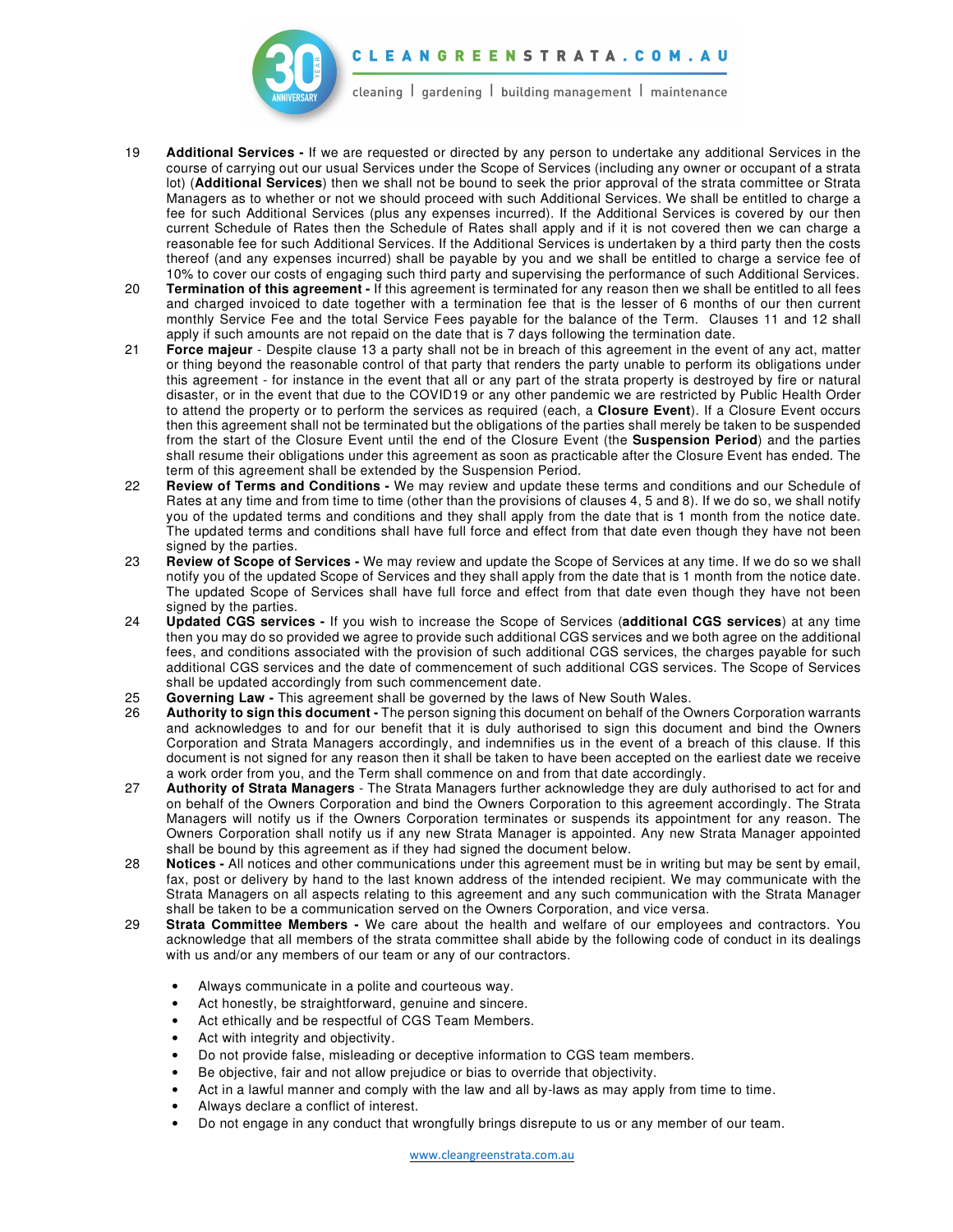19 **Additional Services -** If we are requested or directed by any person to undertake any additional Services in the course of carrying out our usual Services under the Scope of Services (including any owner or occupant of a strata lot) (**Additional Services**) then we shall not be bound to seek the prior approval of the strata committee or Strata Managers as to whether or not we should proceed with such Additional Services. We shall be entitled to charge a fee for such Additional Services (plus any expenses incurred). If the Additional Services is covered by our then current Schedule of Rates then the Schedule of Rates shall apply and if it is not covered then we can charge a reasonable fee for such Additional Services. If the Additional Services is undertaken by a third party then the costs thereof (and any expenses incurred) shall be payable by you and we shall be entitled to charge a service fee of 10% to cover our costs of engaging such third party and supervising the performance of such Additional Services.

20 **Termination of this agreement -** If this agreement is terminated for any reason then we shall be entitled to all fees and charged invoiced to date together with a termination fee that is the lesser of 6 months of our then current monthly Service Fee and the total Service Fees payable for the balance of the Term. Clauses 11 and 12 shall apply if such amounts are not repaid on the date that is 7 days following the termination date.

21 **Force majeur** - Despite clause 13 a party shall not be in breach of this agreement in the event of any act, matter or thing beyond the reasonable control of that party that renders the party unable to perform its obligations under this agreement - for instance in the event that all or any part of the strata property is destroyed by fire or natural disaster, or in the event that due to the COVID19 or any other pandemic we are restricted by Public Health Order to attend the property or to perform the services as required (each, a **Closure Event**). If a Closure Event occurs then this agreement shall not be terminated but the obligations of the parties shall merely be taken to be suspended from the start of the Closure Event until the end of the Closure Event (the **Suspension Period**) and the parties shall resume their obligations under this agreement as soon as practicable after the Closure Event has ended. The term of this agreement shall be extended by the Suspension Period.

22 **Review of Terms and Conditions -** We may review and update these terms and conditions and our Schedule of Rates at any time and from time to time (other than the provisions of clauses 4, 5 and 8). If we do so, we shall notify you of the updated terms and conditions and they shall apply from the date that is 1 month from the notice date. The updated terms and conditions shall have full force and effect from that date even though they have not been signed by the parties.

23 **Review of Scope of Services -** We may review and update the Scope of Services at any time. If we do so we shall notify you of the updated Scope of Services and they shall apply from the date that is 1 month from the notice date. The updated Scope of Services shall have full force and effect from that date even though they have not been signed by the parties.

24 **Updated CGS services -** If you wish to increase the Scope of Services (**additional CGS services**) at any time then you may do so provided we agree to provide such additional CGS services and we both agree on the additional fees, and conditions associated with the provision of such additional CGS services, the charges payable for such additional CGS services and the date of commencement of such additional CGS services. The Scope of Services shall be updated accordingly from such commencement date.

25 **Governing Law -** This agreement shall be governed by the laws of New South Wales.

26 **Authority to sign this document -** The person signing this document on behalf of the Owners Corporation warrants and acknowledges to and for our benefit that it is duly authorised to sign this document and bind the Owners Corporation and Strata Managers accordingly, and indemnifies us in the event of a breach of this clause. If this document is not signed for any reason then it shall be taken to have been accepted on the earliest date we receive a work order from you, and the Term shall commence on and from that date accordingly.

27 **Authority of Strata Managers** - The Strata Managers further acknowledge they are duly authorised to act for and on behalf of the Owners Corporation and bind the Owners Corporation to this agreement accordingly. The Strata Managers will notify us if the Owners Corporation terminates or suspends its appointment for any reason. The Owners Corporation shall notify us if any new Strata Manager is appointed. Any new Strata Manager appointed shall be bound by this agreement as if they had signed the document below.

28 **Notices -** All notices and other communications under this agreement must be in writing but may be sent by email, fax, post or delivery by hand to the last known address of the intended recipient. We may communicate with the Strata Managers on all aspects relating to this agreement and any such communication with the Strata Manager shall be taken to be a communication served on the Owners Corporation, and vice versa.

29 **Strata Committee Members -** We care about the health and welfare of our employees and contractors. You acknowledge that all members of the strata committee shall abide by the following code of conduct in its dealings with us and/or any members of our team or any of our contractors.

- Always communicate in a polite and courteous way.
- Act honestly, be straightforward, genuine and sincere.
- Act ethically and be respectful of CGS Team Members.
- Act with integrity and objectivity.
- Do not provide false, misleading or deceptive information to CGS team members.
- Be objective, fair and not allow prejudice or bias to override that objectivity.
- Act in a lawful manner and comply with the law and all by-laws as may apply from time to time.
- Always declare a conflict of interest.
- Do not engage in any conduct that wrongfully brings disrepute to us or any member of our team.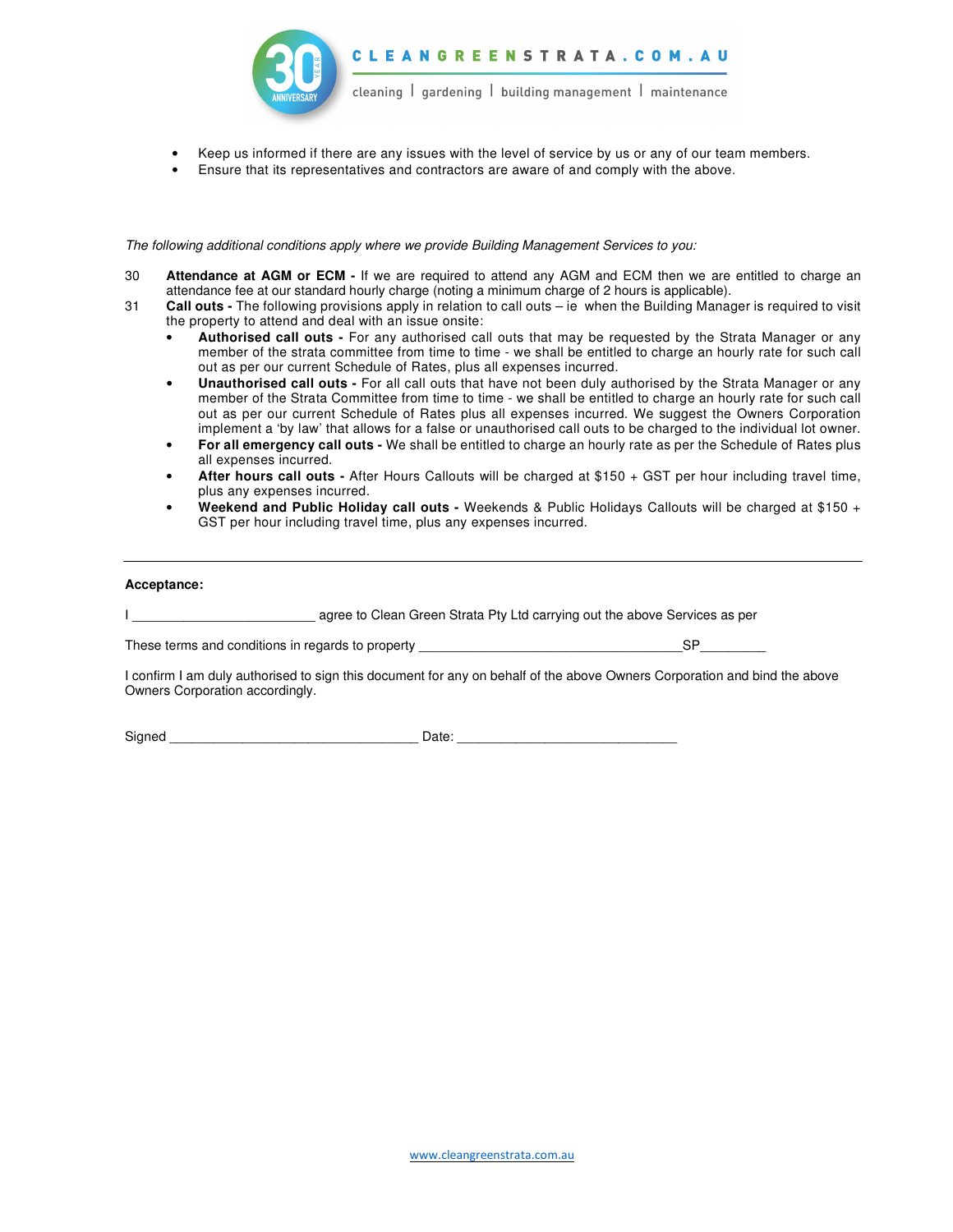- Keep us informed if there are any issues with the level of service by us or any of our team members.
- Ensure that its representatives and contractors are aware of and comply with the above.

*The following additional conditions apply where we provide Building Management Services to you:*

30 **Attendance at AGM or ECM -** If we are required to attend any AGM and ECM then we are entitled to charge an attendance fee at our standard hourly charge (noting a minimum charge of 2 hours is applicable).

31 **Call outs -** The following provisions apply in relation to call outs – ie when the Building Manager is required to visit the property to attend and deal with an issue onsite:

- **Authorised call outs -** For any authorised call outs that may be requested by the Strata Manager or any member of the strata committee from time to time - we shall be entitled to charge an hourly rate for such call out as per our current Schedule of Rates, plus all expenses incurred.
- **Unauthorised call outs -** For all call outs that have not been duly authorised by the Strata Manager or any member of the Strata Committee from time to time - we shall be entitled to charge an hourly rate for such call out as per our current Schedule of Rates plus all expenses incurred. We suggest the Owners Corporation implement a 'by law' that allows for a false or unauthorised call outs to be charged to the individual lot owner.
- **For all emergency call outs -** We shall be entitled to charge an hourly rate as per the Schedule of Rates plus all expenses incurred.
- **After hours call outs -** After Hours Callouts will be charged at $150 + GST per hour including travel time, plus any expenses incurred.
- **Weekend and Public Holiday call outs -** Weekends & Public Holidays Callouts will be charged at $150 + GST per hour including travel time, plus any expenses incurred.

---

**Acceptance:**

I ________________________ agree to Clean Green Strata Pty Ltd carrying out the above Services as per

These terms and conditions in regards to property ___________________________________SP_________

I confirm I am duly authorised to sign this document for any on behalf of the above Owners Corporation and bind the above Owners Corporation accordingly.

Signed _________________________________ Date: _____________________________